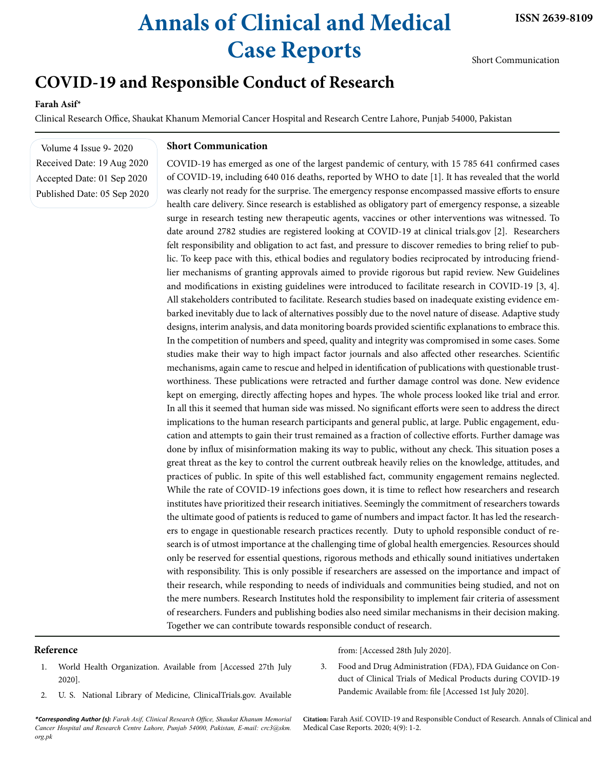# COVID-19 and Responsible Conduct of Research

**Farah Asif***

Clinical Research Office, Shaukat Khanum Memorial Cancer Hospital and Research Centre Lahore, Punjab 54000, Pakistan

Received Date: 19 Aug 2020
Accepted Date: 01 Sep 2020
Published Date: 05 Sep 2020

## Short Communication

COVID-19 has emerged as one of the largest pandemic of century, with 15 785 641 confirmed cases of COVID-19, including 640 016 deaths, reported by WHO to date [1]. It has revealed that the world was clearly not ready for the surprise. The emergency response encompassed massive efforts to ensure health care delivery. Since research is established as obligatory part of emergency response, a sizeable surge in research testing new therapeutic agents, vaccines or other interventions was witnessed. To date around 2782 studies are registered looking at COVID-19 at clinical trials.gov [2]. Researchers felt responsibility and obligation to act fast, and pressure to discover remedies to bring relief to public. To keep pace with this, ethical bodies and regulatory bodies reciprocated by introducing friendlier mechanisms of granting approvals aimed to provide rigorous but rapid review. New Guidelines and modifications in existing guidelines were introduced to facilitate research in COVID-19 [3, 4]. All stakeholders contributed to facilitate. Research studies based on inadequate existing evidence embarked inevitably due to lack of alternatives possibly due to the novel nature of disease. Adaptive study designs, interim analysis, and data monitoring boards provided scientific explanations to embrace this. In the competition of numbers and speed, quality and integrity was compromised in some cases. Some studies make their way to high impact factor journals and also affected other researches. Scientific mechanisms, again came to rescue and helped in identification of publications with questionable trustworthiness. These publications were retracted and further damage control was done. New evidence kept on emerging, directly affecting hopes and hypes. The whole process looked like trial and error. In all this it seemed that human side was missed. No significant efforts were seen to address the direct implications to the human research participants and general public, at large. Public engagement, education and attempts to gain their trust remained as a fraction of collective efforts. Further damage was done by influx of misinformation making its way to public, without any check. This situation poses a great threat as the key to control the current outbreak heavily relies on the knowledge, attitudes, and practices of public. In spite of this well established fact, community engagement remains neglected. While the rate of COVID-19 infections goes down, it is time to reflect how researchers and research institutes have prioritized their research initiatives. Seemingly the commitment of researchers towards the ultimate good of patients is reduced to game of numbers and impact factor. It has led the researchers to engage in questionable research practices recently. Duty to uphold responsible conduct of research is of utmost importance at the challenging time of global health emergencies. Resources should only be reserved for essential questions, rigorous methods and ethically sound initiatives undertaken with responsibility. This is only possible if researchers are assessed on the importance and impact of their research, while responding to needs of individuals and communities being studied, and not on the mere numbers. Research Institutes hold the responsibility to implement fair criteria of assessment of researchers. Funders and publishing bodies also need similar mechanisms in their decision making. Together we can contribute towards responsible conduct of research.

## Reference

1. World Health Organization. Available from [Accessed 27th July 2020].
2. U. S. National Library of Medicine, ClinicalTrials.gov. Available from: [Accessed 28th July 2020].
3. Food and Drug Administration (FDA), FDA Guidance on Conduct of Clinical Trials of Medical Products during COVID-19 Pandemic Available from: file [Accessed 1st July 2020].

***Corresponding Author (s):** *Farah Asif, Clinical Research Office, Shaukat Khanum Memorial Cancer Hospital and Research Centre Lahore, Punjab 54000, Pakistan, E-mail: crc3@skm.org.pk*

**Citation:** Farah Asif. COVID-19 and Responsible Conduct of Research. Annals of Clinical and Medical Case Reports. 2020; 4(9): 1-2.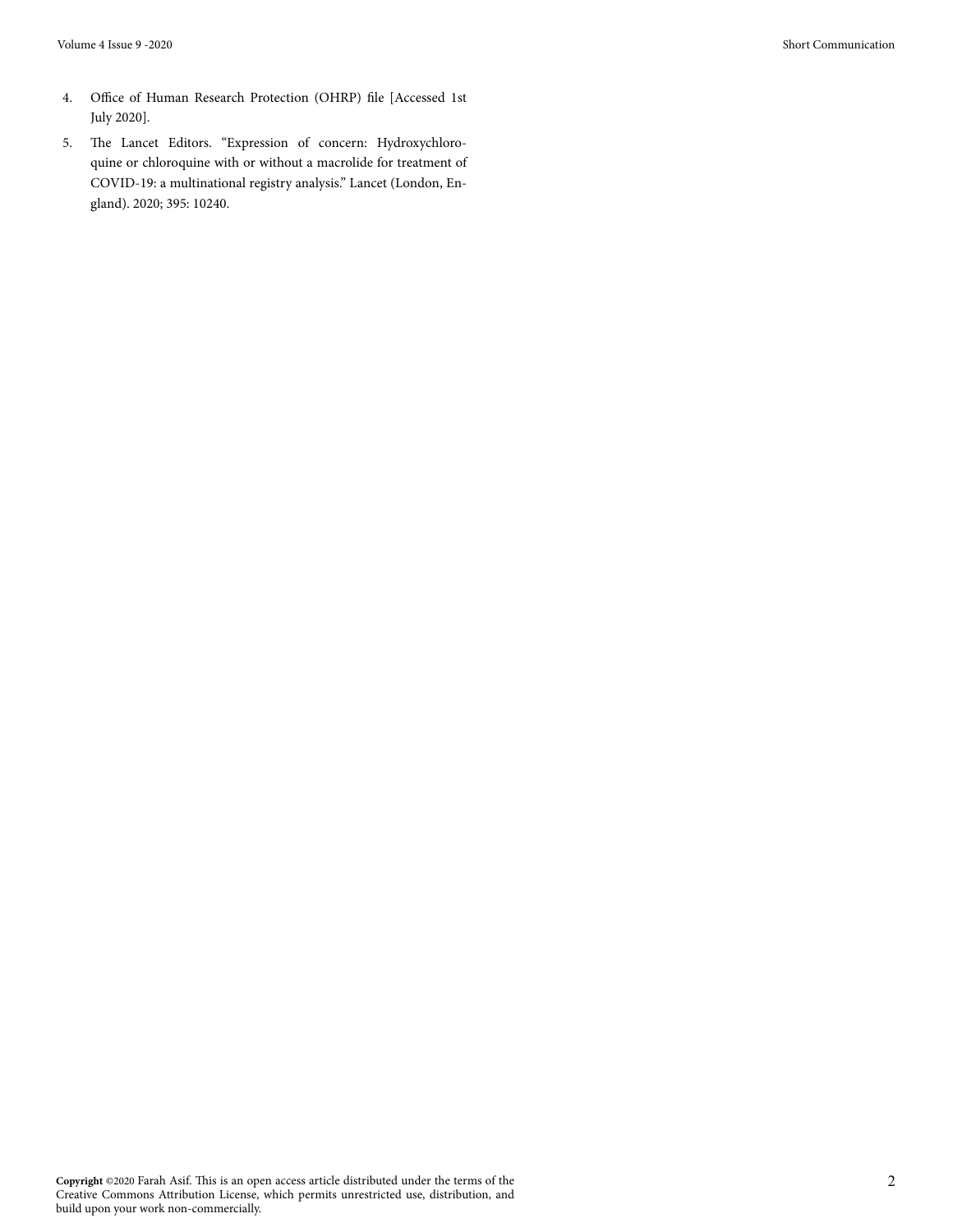4. Office of Human Research Protection (OHRP) file [Accessed 1st July 2020].
5. The Lancet Editors. "Expression of concern: Hydroxychloroquine or chloroquine with or without a macrolide for treatment of COVID-19: a multinational registry analysis." Lancet (London, England). 2020; 395: 10240.

**Copyright** ©2020 Farah Asif. This is an open access article distributed under the terms of the Creative Commons Attribution License, which permits unrestricted use, distribution, and build upon your work non-commercially.